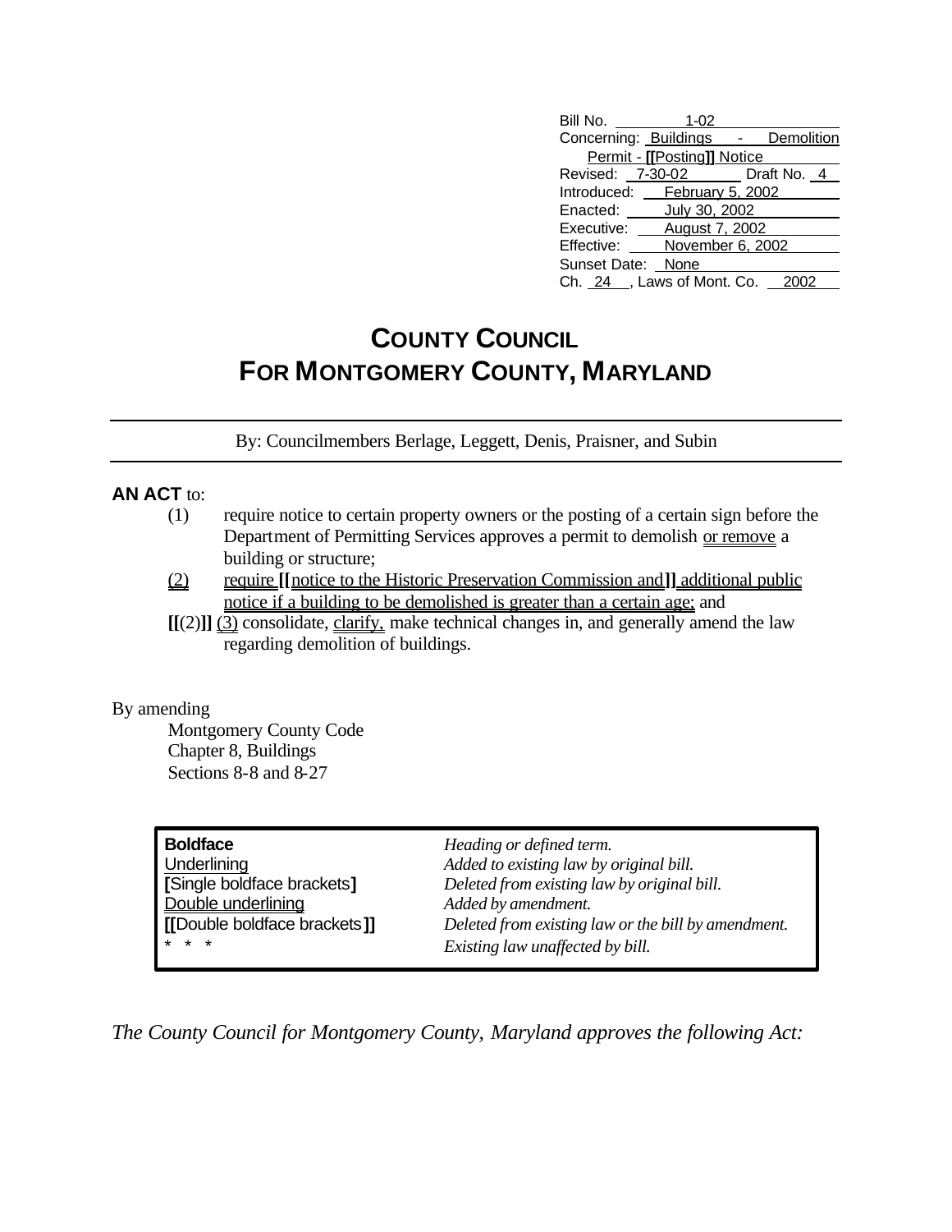| | |
|---|---|
| Bill No. | 1-02 |
| Concerning: | Buildings - Demolition Permit - [[Posting]] Notice |
| Revised: 7-30-02 | Draft No. 4 |
| Introduced: | February 5, 2002 |
| Enacted: | July 30, 2002 |
| Executive: | August 7, 2002 |
| Effective: | November 6, 2002 |
| Sunset Date: | None |
| Ch. 24 , Laws of Mont. Co. | 2002 |

# COUNTY COUNCIL FOR MONTGOMERY COUNTY, MARYLAND

By: Councilmembers Berlage, Leggett, Denis, Praisner, and Subin

**AN ACT** to:

(1) require notice to certain property owners or the posting of a certain sign before the Department of Permitting Services approves a permit to demolish or remove a building or structure;

(2) require [[notice to the Historic Preservation Commission and]] additional public notice if a building to be demolished is greater than a certain age; and

[[(2)]] (3) consolidate, clarify, make technical changes in, and generally amend the law regarding demolition of buildings.

By amending

Montgomery County Code
Chapter 8, Buildings
Sections 8-8 and 8-27

| | |
|---|---|
| **Boldface** | *Heading or defined term.* |
| Underlining | *Added to existing law by original bill.* |
| **[**Single boldface brackets**]** | *Deleted from existing law by original bill.* |
| Double underlining | *Added by amendment.* |
| **[[**Double boldface brackets**]]** | *Deleted from existing law or the bill by amendment.* |
| * * * | *Existing law unaffected by bill.* |

*The County Council for Montgomery County, Maryland approves the following Act:*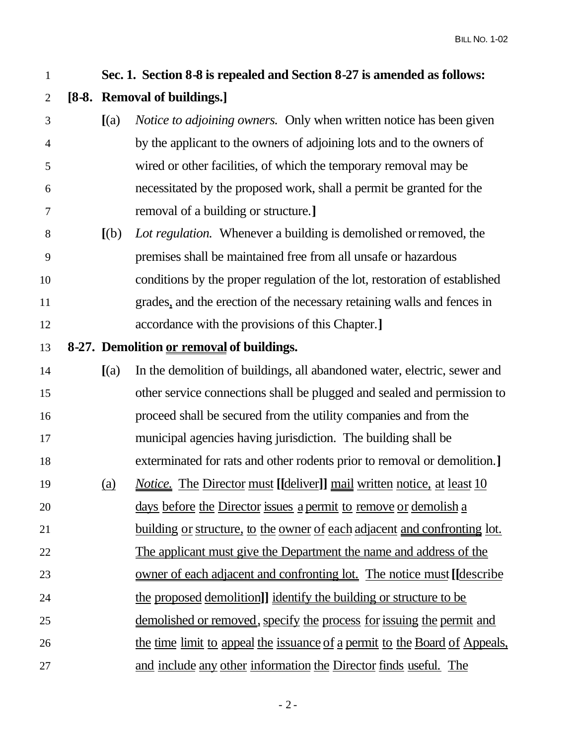**Sec. 1. Section 8-8 is repealed and Section 8-27 is amended as follows:**

**[8-8. Removal of buildings.]**

**[**(a) *Notice to adjoining owners.* Only when written notice has been given by the applicant to the owners of adjoining lots and to the owners of wired or other facilities, of which the temporary removal may be necessitated by the proposed work, shall a permit be granted for the removal of a building or structure.**]**

**[**(b) *Lot regulation.* Whenever a building is demolished or removed, the premises shall be maintained free from all unsafe or hazardous conditions by the proper regulation of the lot, restoration of established grades, and the erection of the necessary retaining walls and fences in accordance with the provisions of this Chapter.**]**

**8-27. Demolition <u>or removal</u> of buildings.**

**[**(a) In the demolition of buildings, all abandoned water, electric, sewer and other service connections shall be plugged and sealed and permission to proceed shall be secured from the utility companies and from the municipal agencies having jurisdiction. The building shall be exterminated for rats and other rodents prior to removal or demolition.**]**

<u>(a)</u> <u>*Notice.* The Director must</u> **[[**<u>deliver</u>**]]** <u>mail written notice, at least 10 days before the Director issues a permit to remove or demolish a building or structure, to the owner of each adjacent and confronting lot. The applicant must give the Department the name and address of the owner of each adjacent and confronting lot. The notice must</u> **[[**<u>describe the proposed demolition</u>**]]** <u>identify the building or structure to be demolished or removed, specify the process for issuing the permit and the time limit to appeal the issuance of a permit to the Board of Appeals, and include any other information the Director finds useful. The</u>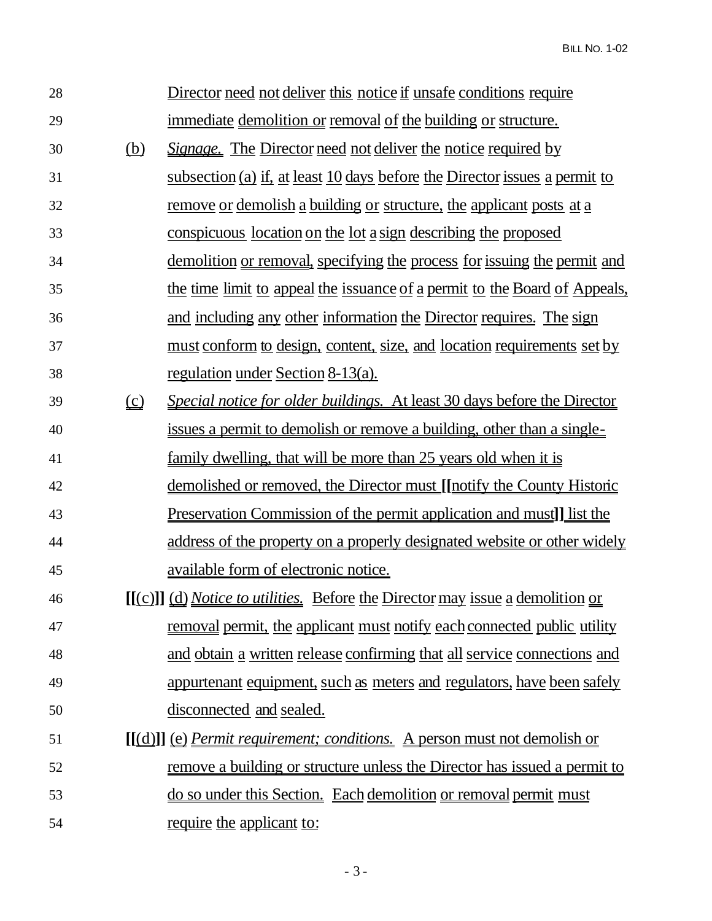Director need not deliver this notice if unsafe conditions require immediate demolition or removal of the building or structure.

(b) *Signage.* The Director need not deliver the notice required by subsection (a) if, at least 10 days before the Director issues a permit to remove or demolish a building or structure, the applicant posts at a conspicuous location on the lot a sign describing the proposed demolition or removal, specifying the process for issuing the permit and the time limit to appeal the issuance of a permit to the Board of Appeals, and including any other information the Director requires. The sign must conform to design, content, size, and location requirements set by regulation under Section 8-13(a).

(c) *Special notice for older buildings.* At least 30 days before the Director issues a permit to demolish or remove a building, other than a single-family dwelling, that will be more than 25 years old when it is demolished or removed, the Director must **[[**notify the County Historic Preservation Commission of the permit application and must**]]** list the address of the property on a properly designated website or other widely available form of electronic notice.

**[[**(c)**]]** (d) *Notice to utilities.* Before the Director may issue a demolition or removal permit, the applicant must notify each connected public utility and obtain a written release confirming that all service connections and appurtenant equipment, such as meters and regulators, have been safely disconnected and sealed.

**[[**(d)**]]** (e) *Permit requirement; conditions.* A person must not demolish or remove a building or structure unless the Director has issued a permit to do so under this Section. Each demolition or removal permit must require the applicant to: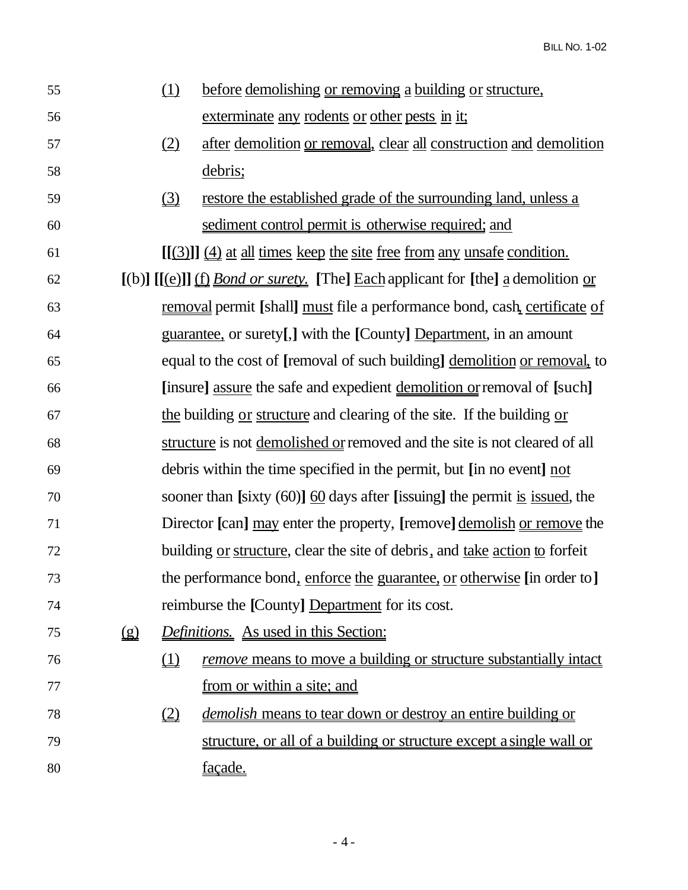(1) before demolishing or removing a building or structure, exterminate any rodents or other pests in it;

(2) after demolition or removal, clear all construction and demolition debris;

(3) restore the established grade of the surrounding land, unless a sediment control permit is otherwise required; and

**[[**(3)**]]** (4) at all times keep the site free from any unsafe condition.

**[**(b)**]** **[[**(e)**]]** (f) *Bond or surety.* **[**The**]** Each applicant for **[**the**]** a demolition or removal permit **[**shall**]** must file a performance bond, cash, certificate of guarantee, or surety**[**,**]** with the **[**County**]** Department, in an amount equal to the cost of **[**removal of such building**]** demolition or removal, to **[**insure**]** assure the safe and expedient demolition or removal of **[**such**]** the building or structure and clearing of the site. If the building or structure is not demolished or removed and the site is not cleared of all debris within the time specified in the permit, but **[**in no event**]** not sooner than **[**sixty (60)**]** 60 days after **[**issuing**]** the permit is issued, the Director **[**can**]** may enter the property, **[**remove**]** demolish or remove the building or structure, clear the site of debris, and take action to forfeit the performance bond, enforce the guarantee, or otherwise **[**in order to**]** reimburse the **[**County**]** Department for its cost.

(g) *Definitions.* As used in this Section:

(1) *remove* means to move a building or structure substantially intact from or within a site; and

(2) *demolish* means to tear down or destroy an entire building or structure, or all of a building or structure except a single wall or façade.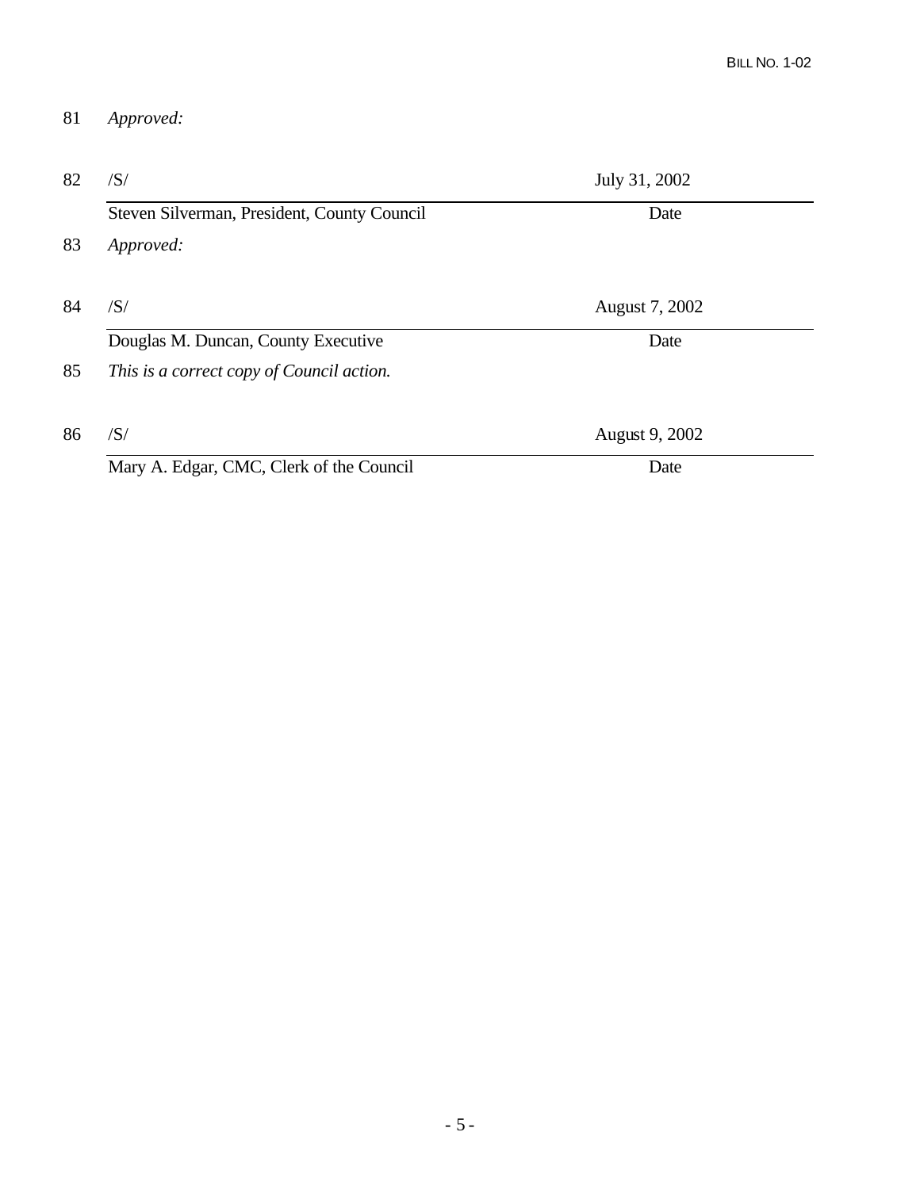81 *Approved:*

82 /S/ July 31, 2002

Steven Silverman, President, County Council Date

83 *Approved:*

84 /S/ August 7, 2002

Douglas M. Duncan, County Executive Date

85 *This is a correct copy of Council action.*

86 /S/ August 9, 2002

Mary A. Edgar, CMC, Clerk of the Council Date